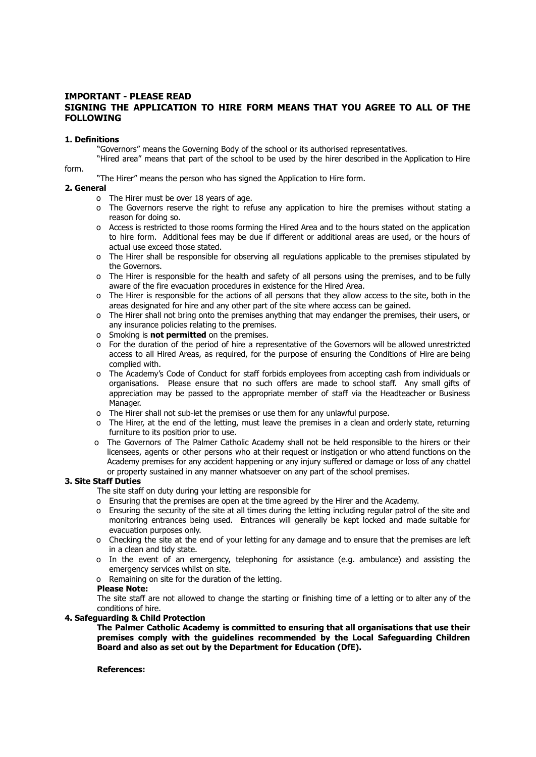**IMPORTANT - PLEASE READ**

**SIGNING THE APPLICATION TO HIRE FORM MEANS THAT YOU AGREE TO ALL OF THE FOLLOWING**

**1. Definitions**

"Governors" means the Governing Body of the school or its authorised representatives.

"Hired area" means that part of the school to be used by the hirer described in the Application to Hire form.

"The Hirer" means the person who has signed the Application to Hire form.

**2. General**

- The Hirer must be over 18 years of age.
- The Governors reserve the right to refuse any application to hire the premises without stating a reason for doing so.
- Access is restricted to those rooms forming the Hired Area and to the hours stated on the application to hire form. Additional fees may be due if different or additional areas are used, or the hours of actual use exceed those stated.
- The Hirer shall be responsible for observing all regulations applicable to the premises stipulated by the Governors.
- The Hirer is responsible for the health and safety of all persons using the premises, and to be fully aware of the fire evacuation procedures in existence for the Hired Area.
- The Hirer is responsible for the actions of all persons that they allow access to the site, both in the areas designated for hire and any other part of the site where access can be gained.
- The Hirer shall not bring onto the premises anything that may endanger the premises, their users, or any insurance policies relating to the premises.
- Smoking is **not permitted** on the premises.
- For the duration of the period of hire a representative of the Governors will be allowed unrestricted access to all Hired Areas, as required, for the purpose of ensuring the Conditions of Hire are being complied with.
- The Academy's Code of Conduct for staff forbids employees from accepting cash from individuals or organisations. Please ensure that no such offers are made to school staff. Any small gifts of appreciation may be passed to the appropriate member of staff via the Headteacher or Business Manager.
- The Hirer shall not sub-let the premises or use them for any unlawful purpose.
- The Hirer, at the end of the letting, must leave the premises in a clean and orderly state, returning furniture to its position prior to use.
- The Governors of The Palmer Catholic Academy shall not be held responsible to the hirers or their licensees, agents or other persons who at their request or instigation or who attend functions on the Academy premises for any accident happening or any injury suffered or damage or loss of any chattel or property sustained in any manner whatsoever on any part of the school premises.

**3. Site Staff Duties**

The site staff on duty during your letting are responsible for

- Ensuring that the premises are open at the time agreed by the Hirer and the Academy.
- Ensuring the security of the site at all times during the letting including regular patrol of the site and monitoring entrances being used. Entrances will generally be kept locked and made suitable for evacuation purposes only.
- Checking the site at the end of your letting for any damage and to ensure that the premises are left in a clean and tidy state.
- In the event of an emergency, telephoning for assistance (e.g. ambulance) and assisting the emergency services whilst on site.
- Remaining on site for the duration of the letting.

**Please Note:**

The site staff are not allowed to change the starting or finishing time of a letting or to alter any of the conditions of hire.

**4. Safeguarding & Child Protection**

**The Palmer Catholic Academy is committed to ensuring that all organisations that use their premises comply with the guidelines recommended by the Local Safeguarding Children Board and also as set out by the Department for Education (DfE).**

**References:**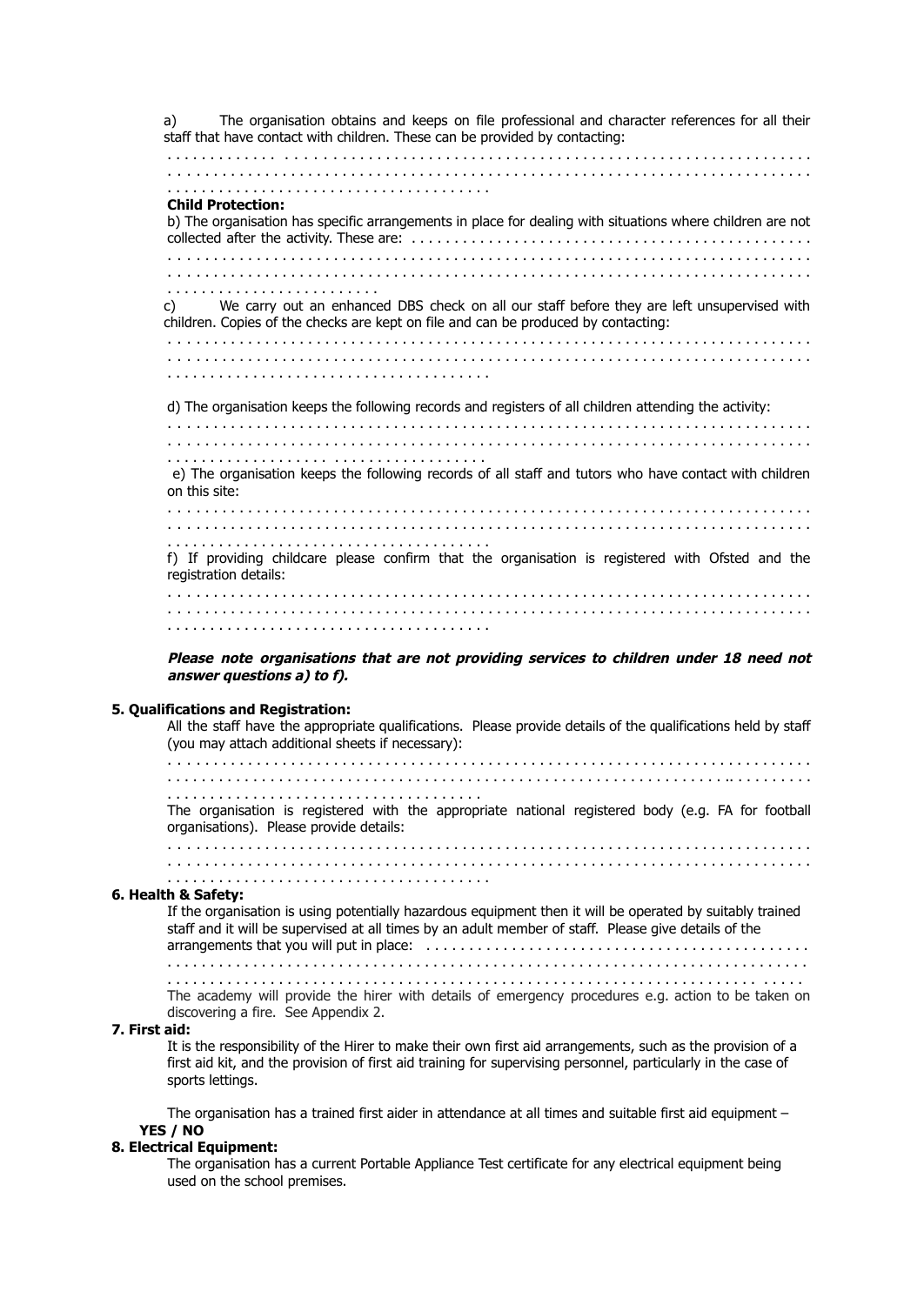a) The organisation obtains and keeps on file professional and character references for all their staff that have contact with children. These can be provided by contacting:

. . . . . . . . . . . . . . . . . . . . . . . . . . . . . . . . . . . . . . . . . . . . . . . . . . . . . . . . . . . . . . . . . . . . . . . . . . . . . . . . . . . . . . . . . . . . . . . . . . . . . . . . . . . . . . . . . . . . . . . . . . . . . . . . . . . . . . . . . . . . . . . . . . . . . . . . . . .

**Child Protection:**

b) The organisation has specific arrangements in place for dealing with situations where children are not collected after the activity. These are: . . . . . . . . . . . . . . . . . . . . . . . . . . . . . . . . . . . . . . . . . . . . . . . . . . . . . . . . . . . . . . . . . . . . . . . . . . . . . . . . . . . . . . . . . . . . . . . . . . . . . . . . . . . . . . . . . . . . . . . . . . . . . . . . . . . . . . . . . . . . . . . . . . . . . .

c) We carry out an enhanced DBS check on all our staff before they are left unsupervised with children. Copies of the checks are kept on file and can be produced by contacting:

. . . . . . . . . . . . . . . . . . . . . . . . . . . . . . . . . . . . . . . . . . . . . . . . . . . . . . . . . . . . . . . . . . . . . . . . . . . . . . . . . . . . . . . . . . . . . . . . . . . . . . . . . . . . . . . . . . . . . . . . . . . . . . . . . . . . . . . . . . . . . . . . . . . . . . . . . . .

d) The organisation keeps the following records and registers of all children attending the activity:

. . . . . . . . . . . . . . . . . . . . . . . . . . . . . . . . . . . . . . . . . . . . . . . . . . . . . . . . . . . . . . . . . . . . . . . . . . . . . . . . . . . . . . . . . . . . . . . . . . . . . . . . . . . . . . . . . . . . . . . . . . . . . . . . . . . . . . . . . . . . . . . . . . . . . . . . . . . .

e) The organisation keeps the following records of all staff and tutors who have contact with children on this site:

. . . . . . . . . . . . . . . . . . . . . . . . . . . . . . . . . . . . . . . . . . . . . . . . . . . . . . . . . . . . . . . . . . . . . . . . . . . . . . . . . . . . . . . . . . . . . . . . . . . . . . . . . . . . . . . . . . . . . . . . . . . . . . . . . . . . . . . . . . . . . . . . . . . . . . . . . . . .

f) If providing childcare please confirm that the organisation is registered with Ofsted and the registration details:

. . . . . . . . . . . . . . . . . . . . . . . . . . . . . . . . . . . . . . . . . . . . . . . . . . . . . . . . . . . . . . . . . . . . . . . . . . . . . . . . . . . . . . . . . . . . . . . . . . . . . . . . . . . . . . . . . . . . . . . . . . . . . . . . . . . . . . . . . . . . . . . . . . . . . . . . . . . .

***Please note organisations that are not providing services to children under 18 need not answer questions a) to f).***

**5. Qualifications and Registration:**

All the staff have the appropriate qualifications. Please provide details of the qualifications held by staff (you may attach additional sheets if necessary):

. . . . . . . . . . . . . . . . . . . . . . . . . . . . . . . . . . . . . . . . . . . . . . . . . . . . . . . . . . . . . . . . . . . . . . . . . . . . . . . . . . . . . . . . . . . . . . . . . . . . . . . . . . . . . . . . . . . . . . . . . . . . . . . . . . . . . . . . . . . . . . . . . . . . . . . . . . . .

The organisation is registered with the appropriate national registered body (e.g. FA for football organisations). Please provide details:

. . . . . . . . . . . . . . . . . . . . . . . . . . . . . . . . . . . . . . . . . . . . . . . . . . . . . . . . . . . . . . . . . . . . . . . . . . . . . . . . . . . . . . . . . . . . . . . . . . . . . . . . . . . . . . . . . . . . . . . . . . . . . . . . . . . . . . . . . . . . . . . . . . . . . . . . . . . .

**6. Health & Safety:**

If the organisation is using potentially hazardous equipment then it will be operated by suitably trained staff and it will be supervised at all times by an adult member of staff. Please give details of the arrangements that you will put in place: . . . . . . . . . . . . . . . . . . . . . . . . . . . . . . . . . . . . . . . . . . . . . . . . . . . . . . . . . . . . . . . . . . . . . . . . . . . . . . . . . . . . . . . . . . . . . . . . . . . . . . . . . . . . . . . . . . . . . . . . . . . . . . . . . . . . . . . . . . . . . . . . . .

The academy will provide the hirer with details of emergency procedures e.g. action to be taken on discovering a fire. See Appendix 2.

**7. First aid:**

It is the responsibility of the Hirer to make their own first aid arrangements, such as the provision of a first aid kit, and the provision of first aid training for supervising personnel, particularly in the case of sports lettings.

The organisation has a trained first aider in attendance at all times and suitable first aid equipment – **YES / NO**

**8. Electrical Equipment:**

The organisation has a current Portable Appliance Test certificate for any electrical equipment being used on the school premises.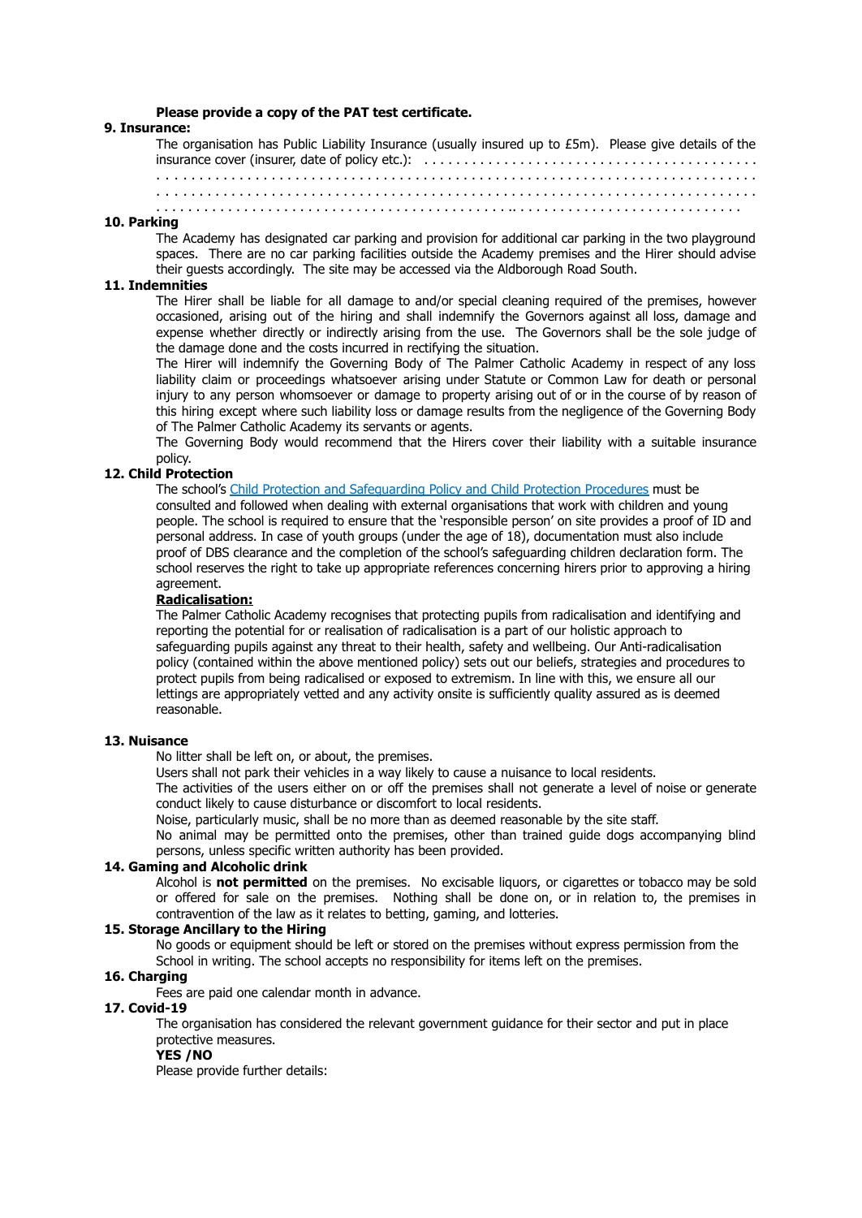**Please provide a copy of the PAT test certificate.**

**9. Insurance:**

The organisation has Public Liability Insurance (usually insured up to £5m). Please give details of the insurance cover (insurer, date of policy etc.): . . . . . . . . . . . . . . . . . . . . . . . . . . . . . . . . . . . . . . . .

. . . . . . . . . . . . . . . . . . . . . . . . . . . . . . . . . . . . . . . . . . . . . . . . . . . . . . . . . . . . . . . . . . . . . . . . .

. . . . . . . . . . . . . . . . . . . . . . . . . . . . . . . . . . . . . . . . . . . . . . . . . . . . . . . . . . . . . . . . . . . . . . . . .

. . . . . . . . . . . . . . . . . . . . . . . . . . . . . . . . . . . . . . . . . . . . . . . . . . . . . . . . . . . . . . . . . . . . . . .

**10. Parking**

The Academy has designated car parking and provision for additional car parking in the two playground spaces. There are no car parking facilities outside the Academy premises and the Hirer should advise their guests accordingly. The site may be accessed via the Aldborough Road South.

**11. Indemnities**

The Hirer shall be liable for all damage to and/or special cleaning required of the premises, however occasioned, arising out of the hiring and shall indemnify the Governors against all loss, damage and expense whether directly or indirectly arising from the use. The Governors shall be the sole judge of the damage done and the costs incurred in rectifying the situation.

The Hirer will indemnify the Governing Body of The Palmer Catholic Academy in respect of any loss liability claim or proceedings whatsoever arising under Statute or Common Law for death or personal injury to any person whomsoever or damage to property arising out of or in the course of by reason of this hiring except where such liability loss or damage results from the negligence of the Governing Body of The Palmer Catholic Academy its servants or agents.

The Governing Body would recommend that the Hirers cover their liability with a suitable insurance policy.

**12. Child Protection**

The school's Child Protection and Safeguarding Policy and Child Protection Procedures must be consulted and followed when dealing with external organisations that work with children and young people. The school is required to ensure that the 'responsible person' on site provides a proof of ID and personal address. In case of youth groups (under the age of 18), documentation must also include proof of DBS clearance and the completion of the school's safeguarding children declaration form. The school reserves the right to take up appropriate references concerning hirers prior to approving a hiring agreement.

**Radicalisation:**

The Palmer Catholic Academy recognises that protecting pupils from radicalisation and identifying and reporting the potential for or realisation of radicalisation is a part of our holistic approach to safeguarding pupils against any threat to their health, safety and wellbeing. Our Anti-radicalisation policy (contained within the above mentioned policy) sets out our beliefs, strategies and procedures to protect pupils from being radicalised or exposed to extremism. In line with this, we ensure all our lettings are appropriately vetted and any activity onsite is sufficiently quality assured as is deemed reasonable.

**13. Nuisance**

No litter shall be left on, or about, the premises.

Users shall not park their vehicles in a way likely to cause a nuisance to local residents.

The activities of the users either on or off the premises shall not generate a level of noise or generate conduct likely to cause disturbance or discomfort to local residents.

Noise, particularly music, shall be no more than as deemed reasonable by the site staff.

No animal may be permitted onto the premises, other than trained guide dogs accompanying blind persons, unless specific written authority has been provided.

**14. Gaming and Alcoholic drink**

Alcohol is **not permitted** on the premises. No excisable liquors, or cigarettes or tobacco may be sold or offered for sale on the premises. Nothing shall be done on, or in relation to, the premises in contravention of the law as it relates to betting, gaming, and lotteries.

**15. Storage Ancillary to the Hiring**

No goods or equipment should be left or stored on the premises without express permission from the School in writing. The school accepts no responsibility for items left on the premises.

**16. Charging**

Fees are paid one calendar month in advance.

**17. Covid-19**

The organisation has considered the relevant government guidance for their sector and put in place protective measures.

**YES /NO**

Please provide further details: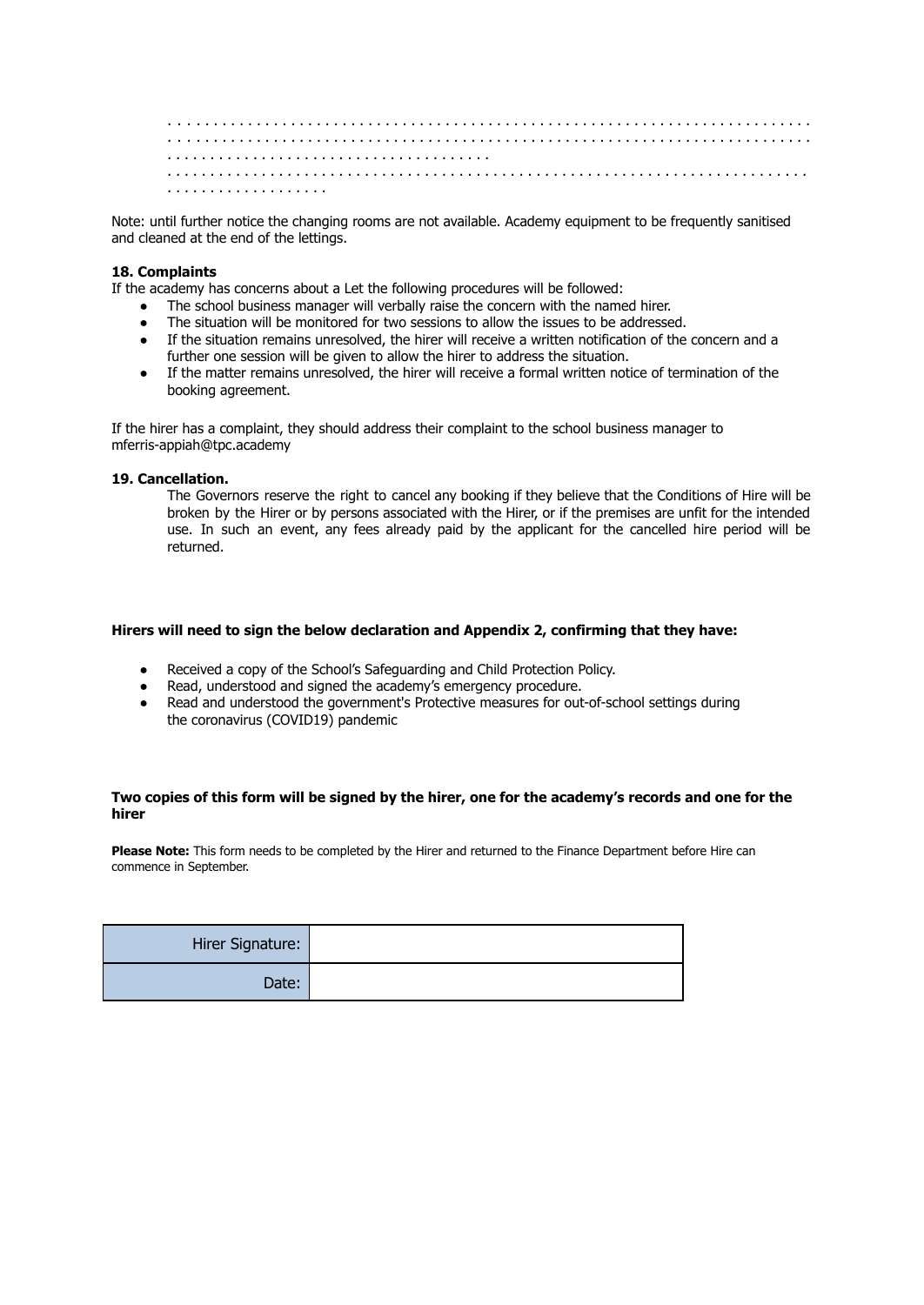. . . . . . . . . . . . . . . . . . . . . . . . . . . . . . . . . . . . . . . . . . . . . . . . . . . . . . . . . . . . . . . . . . . . . . . . .
. . . . . . . . . . . . . . . . . . . . . . . . . . . . . . . . . . . . . . . . . . . . . . . . . . . . . . . . . . . . . . . . . . . . . . . . .
. . . . . . . . . . . . . . . . . . . . . . . . . . . . . . . . . . . .
. . . . . . . . . . . . . . . . . . . . . . . . . . . . . . . . . . . . . . . . . . . . . . . . . . . . . . . . . . . . . . . . . . . . . . . . .
. . . . . . . . . . . . . . . . . .

Note: until further notice the changing rooms are not available. Academy equipment to be frequently sanitised and cleaned at the end of the lettings.

**18. Complaints**

If the academy has concerns about a Let the following procedures will be followed:

- The school business manager will verbally raise the concern with the named hirer.
- The situation will be monitored for two sessions to allow the issues to be addressed.
- If the situation remains unresolved, the hirer will receive a written notification of the concern and a further one session will be given to allow the hirer to address the situation.
- If the matter remains unresolved, the hirer will receive a formal written notice of termination of the booking agreement.

If the hirer has a complaint, they should address their complaint to the school business manager to mferris-appiah@tpc.academy

**19. Cancellation.**

The Governors reserve the right to cancel any booking if they believe that the Conditions of Hire will be broken by the Hirer or by persons associated with the Hirer, or if the premises are unfit for the intended use. In such an event, any fees already paid by the applicant for the cancelled hire period will be returned.

**Hirers will need to sign the below declaration and Appendix 2, confirming that they have:**

- Received a copy of the School's Safeguarding and Child Protection Policy.
- Read, understood and signed the academy's emergency procedure.
- Read and understood the government's Protective measures for out-of-school settings during the coronavirus (COVID19) pandemic

**Two copies of this form will be signed by the hirer, one for the academy's records and one for the hirer**

**Please Note:** This form needs to be completed by the Hirer and returned to the Finance Department before Hire can commence in September.

| | |
|---|---|
| Hirer Signature: | |
| Date: | |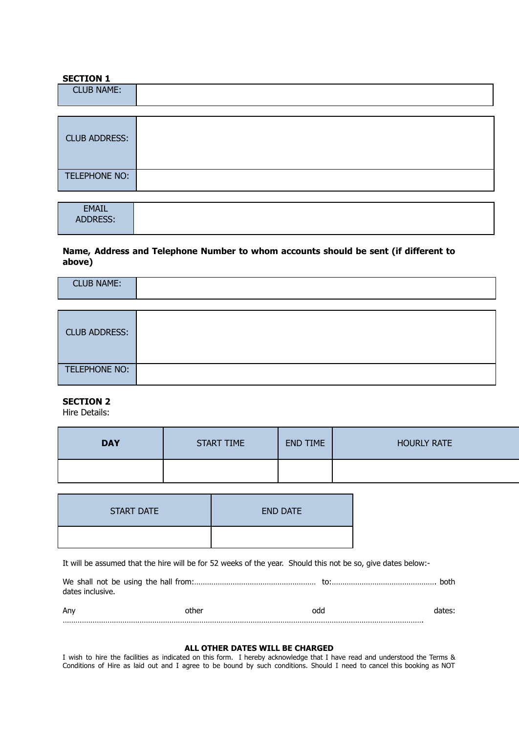**SECTION 1**

| CLUB NAME: | |
|---|---|

| CLUB ADDRESS: | |
|---|---|
| TELEPHONE NO: | |

| EMAIL ADDRESS: | |
|---|---|

**Name, Address and Telephone Number to whom accounts should be sent (if different to above)**

| CLUB NAME: | |
|---|---|

| CLUB ADDRESS: | |
|---|---|
| TELEPHONE NO: | |

**SECTION 2**

Hire Details:

| **DAY** | START TIME | END TIME | HOURLY RATE |
|---|---|---|---|
| | | | |

| START DATE | END DATE |
|---|---|
| | |

It will be assumed that the hire will be for 52 weeks of the year. Should this not be so, give dates below:-

We shall not be using the hall from:………………………………………………… to:………………………………………… both dates inclusive.

Any other odd dates: ……………………………………………………………………………………………………………………………………………

**ALL OTHER DATES WILL BE CHARGED**

I wish to hire the facilities as indicated on this form. I hereby acknowledge that I have read and understood the Terms & Conditions of Hire as laid out and I agree to be bound by such conditions. Should I need to cancel this booking as NOT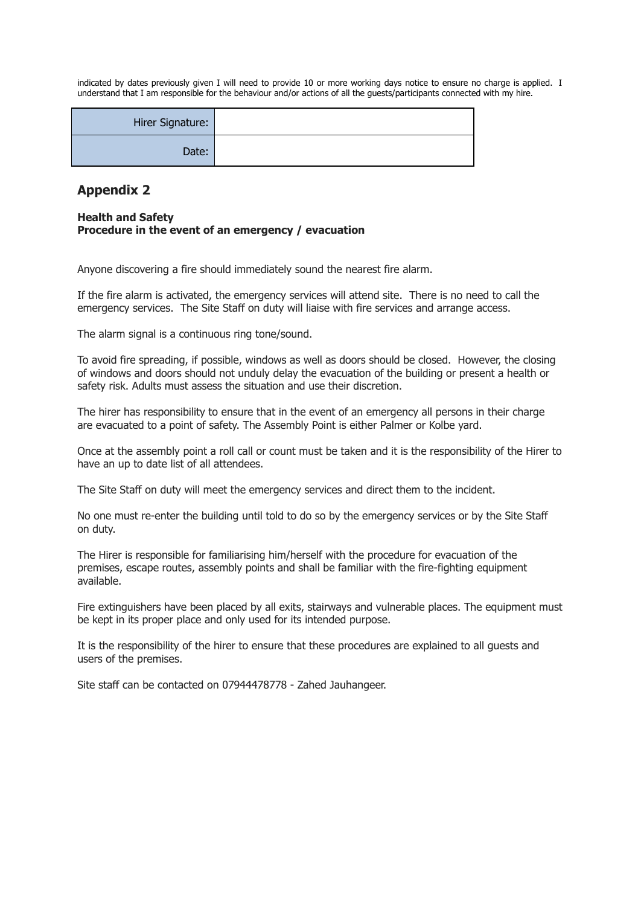indicated by dates previously given I will need to provide 10 or more working days notice to ensure no charge is applied. I understand that I am responsible for the behaviour and/or actions of all the guests/participants connected with my hire.

| | |
|---|---|
| Hirer Signature: | |
| Date: | |

## Appendix 2

**Health and Safety**
**Procedure in the event of an emergency / evacuation**

Anyone discovering a fire should immediately sound the nearest fire alarm.

If the fire alarm is activated, the emergency services will attend site. There is no need to call the emergency services. The Site Staff on duty will liaise with fire services and arrange access.

The alarm signal is a continuous ring tone/sound.

To avoid fire spreading, if possible, windows as well as doors should be closed. However, the closing of windows and doors should not unduly delay the evacuation of the building or present a health or safety risk. Adults must assess the situation and use their discretion.

The hirer has responsibility to ensure that in the event of an emergency all persons in their charge are evacuated to a point of safety. The Assembly Point is either Palmer or Kolbe yard.

Once at the assembly point a roll call or count must be taken and it is the responsibility of the Hirer to have an up to date list of all attendees.

The Site Staff on duty will meet the emergency services and direct them to the incident.

No one must re-enter the building until told to do so by the emergency services or by the Site Staff on duty.

The Hirer is responsible for familiarising him/herself with the procedure for evacuation of the premises, escape routes, assembly points and shall be familiar with the fire-fighting equipment available.

Fire extinguishers have been placed by all exits, stairways and vulnerable places. The equipment must be kept in its proper place and only used for its intended purpose.

It is the responsibility of the hirer to ensure that these procedures are explained to all guests and users of the premises.

Site staff can be contacted on 07944478778 - Zahed Jauhangeer.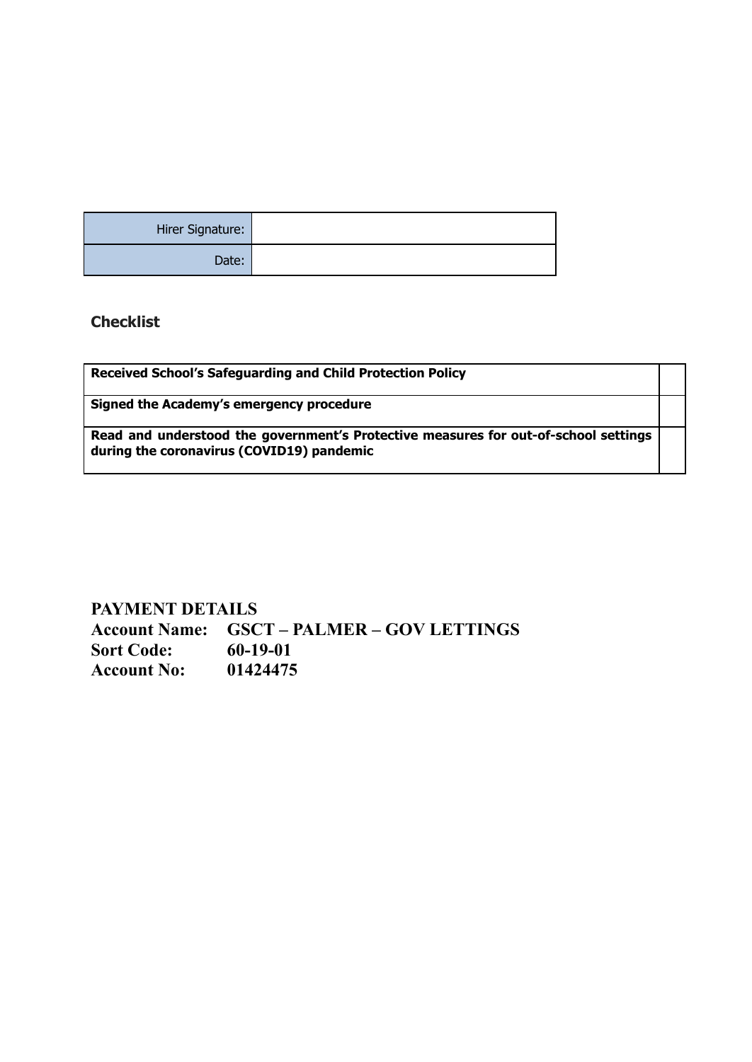| | |
|---|---|
| Hirer Signature: | |
| Date: | |

**Checklist**

| | |
|---|---|
| **Received School's Safeguarding and Child Protection Policy** | |
| **Signed the Academy's emergency procedure** | |
| **Read and understood the government's Protective measures for out-of-school settings during the coronavirus (COVID19) pandemic** | |

**PAYMENT DETAILS**
**Account Name: GSCT – PALMER – GOV LETTINGS**
**Sort Code: 60-19-01**
**Account No: 01424475**